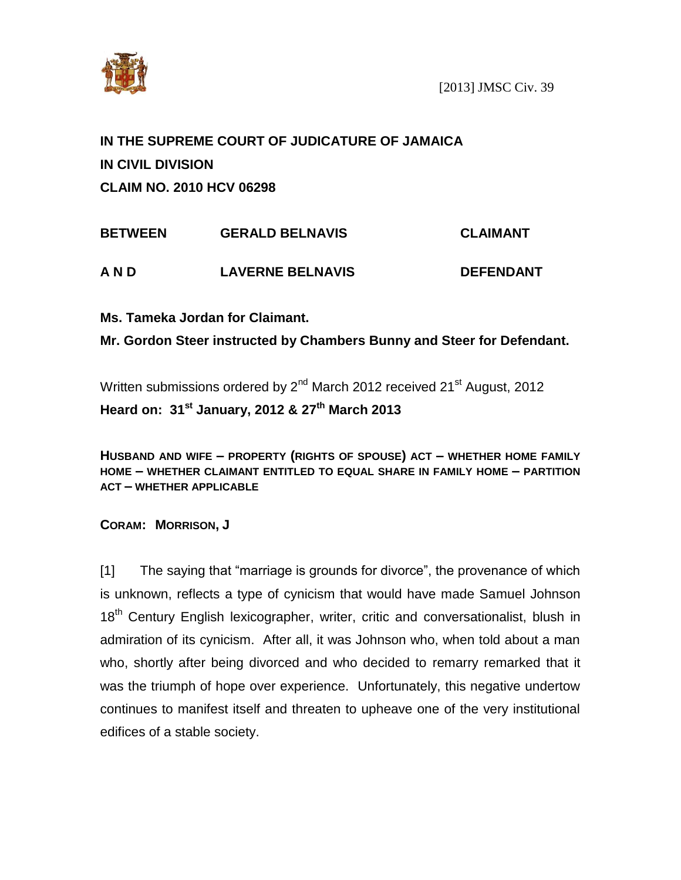[2013] JMSC Civ. 39

**IN THE SUPREME COURT OF JUDICATURE OF JAMAICA**

**IN CIVIL DIVISION**

**CLAIM NO. 2010 HCV 06298**

| | | |
|---|---|---|
| **BETWEEN** | **GERALD BELNAVIS** | **CLAIMANT** |
| **A N D** | **LAVERNE BELNAVIS** | **DEFENDANT** |

**Ms. Tameka Jordan for Claimant.**

**Mr. Gordon Steer instructed by Chambers Bunny and Steer for Defendant.**

Written submissions ordered by 2nd March 2012 received 21st August, 2012

**Heard on: 31st January, 2012 & 27th March 2013**

**HUSBAND AND WIFE – PROPERTY (RIGHTS OF SPOUSE) ACT – WHETHER HOME FAMILY HOME – WHETHER CLAIMANT ENTITLED TO EQUAL SHARE IN FAMILY HOME – PARTITION ACT – WHETHER APPLICABLE**

**CORAM: MORRISON, J**

[1] The saying that "marriage is grounds for divorce", the provenance of which is unknown, reflects a type of cynicism that would have made Samuel Johnson 18th Century English lexicographer, writer, critic and conversationalist, blush in admiration of its cynicism. After all, it was Johnson who, when told about a man who, shortly after being divorced and who decided to remarry remarked that it was the triumph of hope over experience. Unfortunately, this negative undertow continues to manifest itself and threaten to upheave one of the very institutional edifices of a stable society.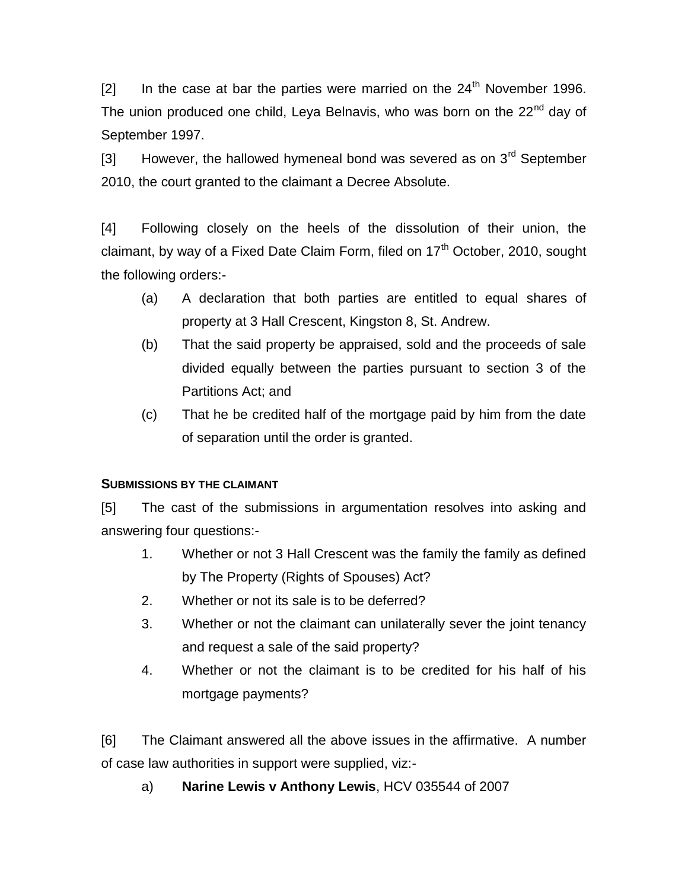[2] In the case at bar the parties were married on the 24th November 1996. The union produced one child, Leya Belnavis, who was born on the 22nd day of September 1997.

[3] However, the hallowed hymeneal bond was severed as on 3rd September 2010, the court granted to the claimant a Decree Absolute.

[4] Following closely on the heels of the dissolution of their union, the claimant, by way of a Fixed Date Claim Form, filed on 17th October, 2010, sought the following orders:-

(a) A declaration that both parties are entitled to equal shares of property at 3 Hall Crescent, Kingston 8, St. Andrew.

(b) That the said property be appraised, sold and the proceeds of sale divided equally between the parties pursuant to section 3 of the Partitions Act; and

(c) That he be credited half of the mortgage paid by him from the date of separation until the order is granted.

**SUBMISSIONS BY THE CLAIMANT**

[5] The cast of the submissions in argumentation resolves into asking and answering four questions:-

1. Whether or not 3 Hall Crescent was the family the family as defined by The Property (Rights of Spouses) Act?
2. Whether or not its sale is to be deferred?
3. Whether or not the claimant can unilaterally sever the joint tenancy and request a sale of the said property?
4. Whether or not the claimant is to be credited for his half of his mortgage payments?

[6] The Claimant answered all the above issues in the affirmative. A number of case law authorities in support were supplied, viz:-

a) **Narine Lewis v Anthony Lewis**, HCV 035544 of 2007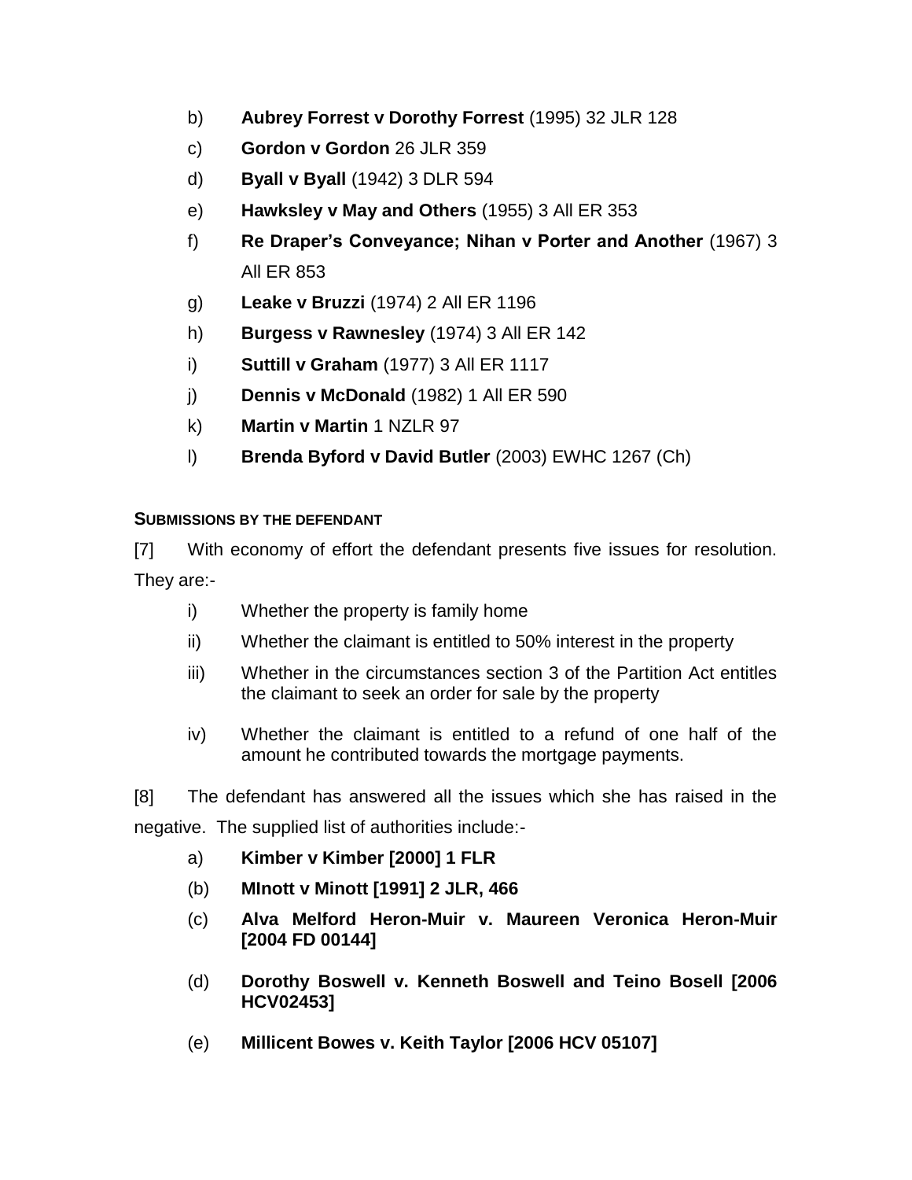b) **Aubrey Forrest v Dorothy Forrest** (1995) 32 JLR 128

c) **Gordon v Gordon** 26 JLR 359

d) **Byall v Byall** (1942) 3 DLR 594

e) **Hawksley v May and Others** (1955) 3 All ER 353

f) **Re Draper's Conveyance; Nihan v Porter and Another** (1967) 3 All ER 853

g) **Leake v Bruzzi** (1974) 2 All ER 1196

h) **Burgess v Rawnesley** (1974) 3 All ER 142

i) **Suttill v Graham** (1977) 3 All ER 1117

j) **Dennis v McDonald** (1982) 1 All ER 590

k) **Martin v Martin** 1 NZLR 97

l) **Brenda Byford v David Butler** (2003) EWHC 1267 (Ch)

**SUBMISSIONS BY THE DEFENDANT**

[7] With economy of effort the defendant presents five issues for resolution. They are:-

i) Whether the property is family home

ii) Whether the claimant is entitled to 50% interest in the property

iii) Whether in the circumstances section 3 of the Partition Act entitles the claimant to seek an order for sale by the property

iv) Whether the claimant is entitled to a refund of one half of the amount he contributed towards the mortgage payments.

[8] The defendant has answered all the issues which she has raised in the negative. The supplied list of authorities include:-

a) **Kimber v Kimber [2000] 1 FLR**

(b) **MInott v Minott [1991] 2 JLR, 466**

(c) **Alva Melford Heron-Muir v. Maureen Veronica Heron-Muir [2004 FD 00144]**

(d) **Dorothy Boswell v. Kenneth Boswell and Teino Bosell [2006 HCV02453]**

(e) **Millicent Bowes v. Keith Taylor [2006 HCV 05107]**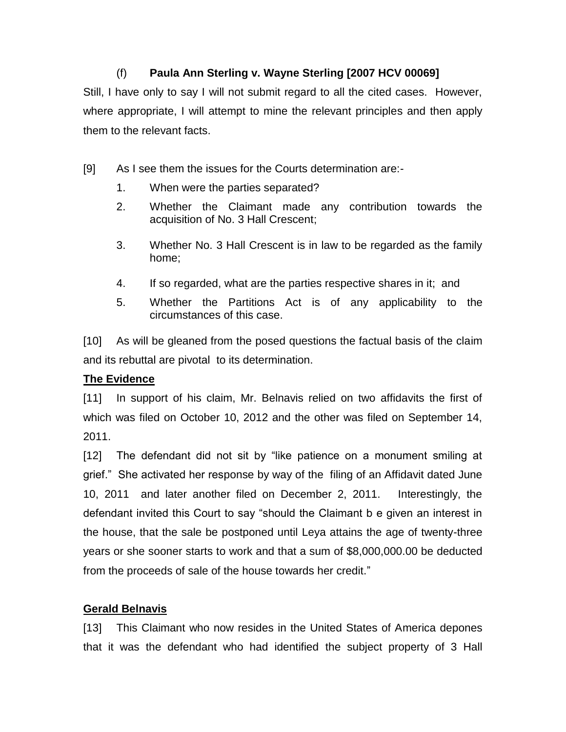(f) **Paula Ann Sterling v. Wayne Sterling [2007 HCV 00069]**

Still, I have only to say I will not submit regard to all the cited cases. However, where appropriate, I will attempt to mine the relevant principles and then apply them to the relevant facts.

[9] As I see them the issues for the Courts determination are:-

1. When were the parties separated?
2. Whether the Claimant made any contribution towards the acquisition of No. 3 Hall Crescent;
3. Whether No. 3 Hall Crescent is in law to be regarded as the family home;
4. If so regarded, what are the parties respective shares in it; and
5. Whether the Partitions Act is of any applicability to the circumstances of this case.

[10] As will be gleaned from the posed questions the factual basis of the claim and its rebuttal are pivotal to its determination.

**The Evidence**

[11] In support of his claim, Mr. Belnavis relied on two affidavits the first of which was filed on October 10, 2012 and the other was filed on September 14, 2011.

[12] The defendant did not sit by "like patience on a monument smiling at grief." She activated her response by way of the filing of an Affidavit dated June 10, 2011 and later another filed on December 2, 2011. Interestingly, the defendant invited this Court to say "should the Claimant b e given an interest in the house, that the sale be postponed until Leya attains the age of twenty-three years or she sooner starts to work and that a sum of $8,000,000.00 be deducted from the proceeds of sale of the house towards her credit."

**Gerald Belnavis**

[13] This Claimant who now resides in the United States of America depones that it was the defendant who had identified the subject property of 3 Hall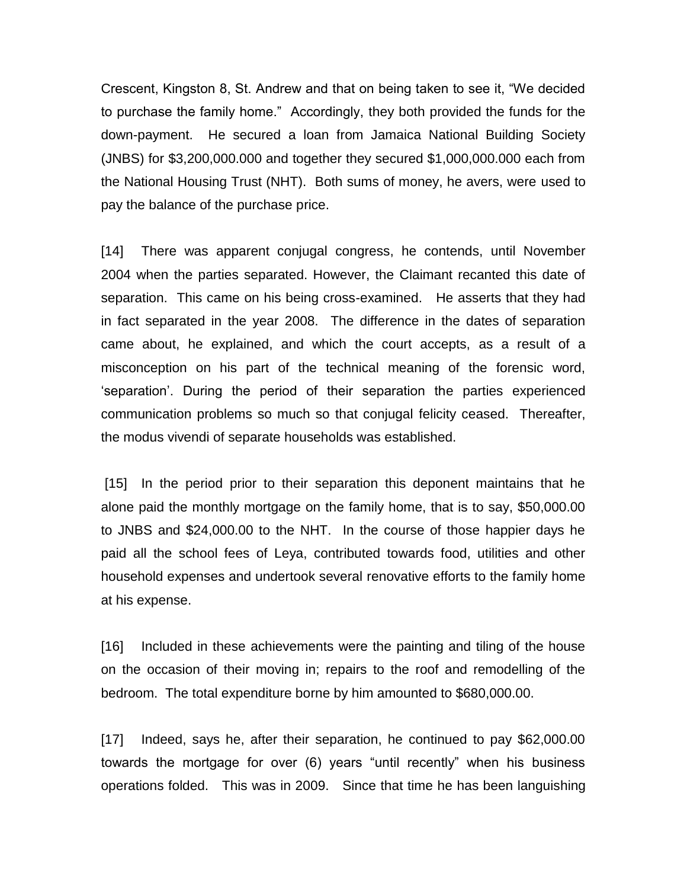Crescent, Kingston 8, St. Andrew and that on being taken to see it, "We decided to purchase the family home." Accordingly, they both provided the funds for the down-payment. He secured a loan from Jamaica National Building Society (JNBS) for $3,200,000.000 and together they secured $1,000,000.000 each from the National Housing Trust (NHT). Both sums of money, he avers, were used to pay the balance of the purchase price.

[14] There was apparent conjugal congress, he contends, until November 2004 when the parties separated. However, the Claimant recanted this date of separation. This came on his being cross-examined. He asserts that they had in fact separated in the year 2008. The difference in the dates of separation came about, he explained, and which the court accepts, as a result of a misconception on his part of the technical meaning of the forensic word, 'separation'. During the period of their separation the parties experienced communication problems so much so that conjugal felicity ceased. Thereafter, the modus vivendi of separate households was established.

[15] In the period prior to their separation this deponent maintains that he alone paid the monthly mortgage on the family home, that is to say, $50,000.00 to JNBS and $24,000.00 to the NHT. In the course of those happier days he paid all the school fees of Leya, contributed towards food, utilities and other household expenses and undertook several renovative efforts to the family home at his expense.

[16] Included in these achievements were the painting and tiling of the house on the occasion of their moving in; repairs to the roof and remodelling of the bedroom. The total expenditure borne by him amounted to $680,000.00.

[17] Indeed, says he, after their separation, he continued to pay $62,000.00 towards the mortgage for over (6) years "until recently" when his business operations folded. This was in 2009. Since that time he has been languishing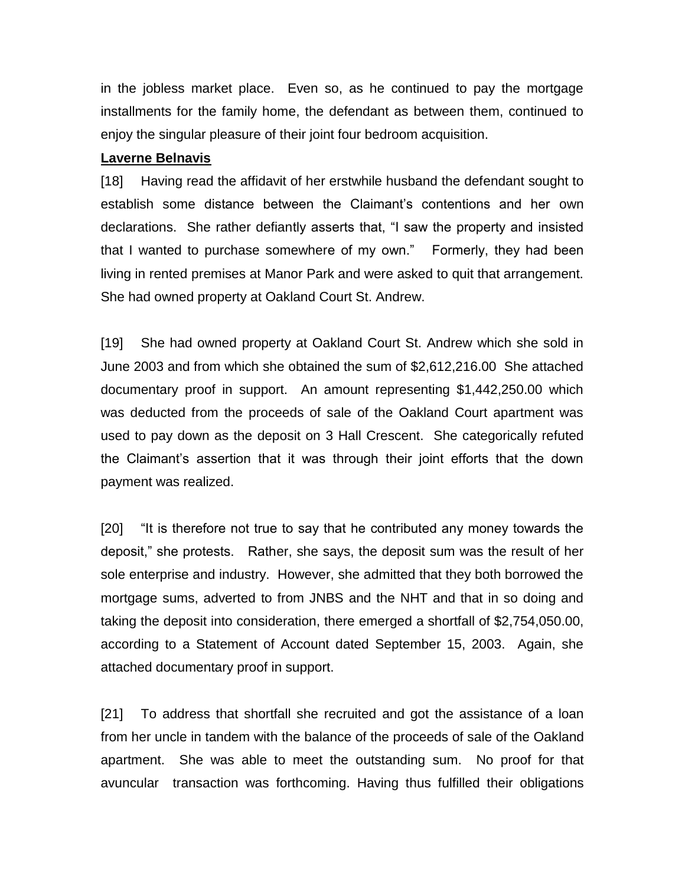in the jobless market place. Even so, as he continued to pay the mortgage installments for the family home, the defendant as between them, continued to enjoy the singular pleasure of their joint four bedroom acquisition.

**Laverne Belnavis**

[18] Having read the affidavit of her erstwhile husband the defendant sought to establish some distance between the Claimant's contentions and her own declarations. She rather defiantly asserts that, "I saw the property and insisted that I wanted to purchase somewhere of my own." Formerly, they had been living in rented premises at Manor Park and were asked to quit that arrangement. She had owned property at Oakland Court St. Andrew.

[19] She had owned property at Oakland Court St. Andrew which she sold in June 2003 and from which she obtained the sum of $2,612,216.00 She attached documentary proof in support. An amount representing $1,442,250.00 which was deducted from the proceeds of sale of the Oakland Court apartment was used to pay down as the deposit on 3 Hall Crescent. She categorically refuted the Claimant's assertion that it was through their joint efforts that the down payment was realized.

[20] "It is therefore not true to say that he contributed any money towards the deposit," she protests. Rather, she says, the deposit sum was the result of her sole enterprise and industry. However, she admitted that they both borrowed the mortgage sums, adverted to from JNBS and the NHT and that in so doing and taking the deposit into consideration, there emerged a shortfall of $2,754,050.00, according to a Statement of Account dated September 15, 2003. Again, she attached documentary proof in support.

[21] To address that shortfall she recruited and got the assistance of a loan from her uncle in tandem with the balance of the proceeds of sale of the Oakland apartment. She was able to meet the outstanding sum. No proof for that avuncular transaction was forthcoming. Having thus fulfilled their obligations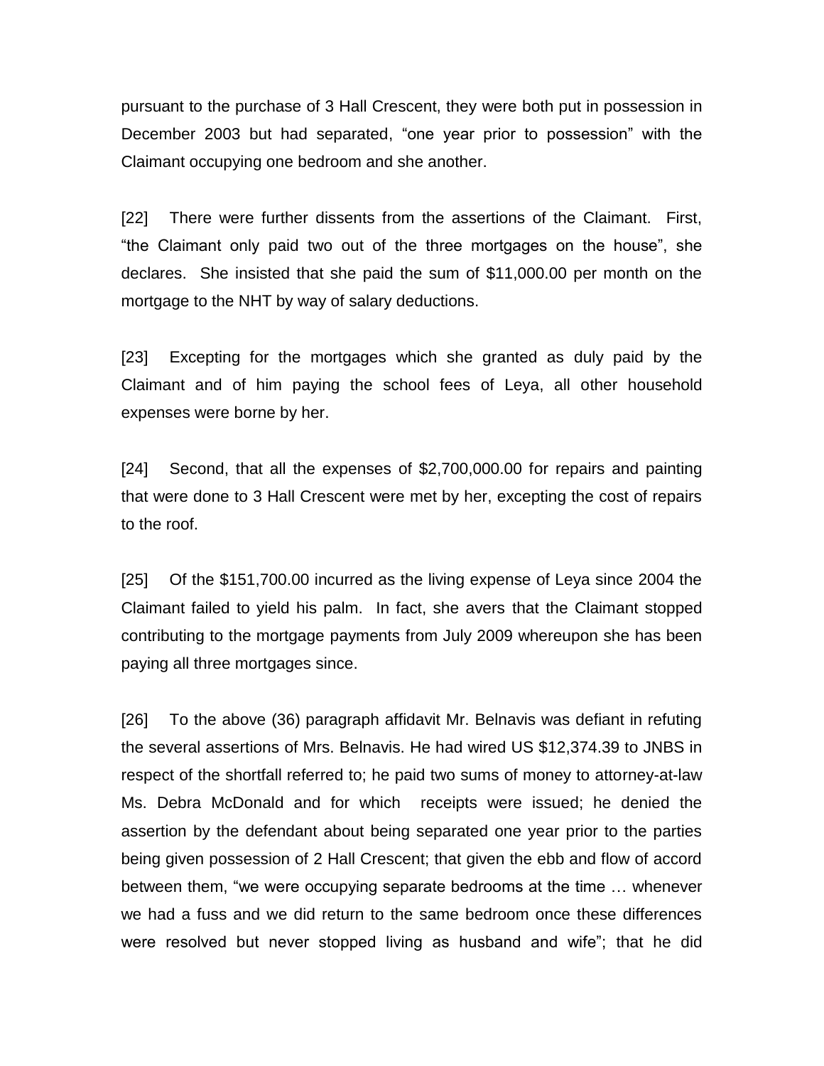pursuant to the purchase of 3 Hall Crescent, they were both put in possession in December 2003 but had separated, "one year prior to possession" with the Claimant occupying one bedroom and she another.

[22] There were further dissents from the assertions of the Claimant. First, "the Claimant only paid two out of the three mortgages on the house", she declares. She insisted that she paid the sum of $11,000.00 per month on the mortgage to the NHT by way of salary deductions.

[23] Excepting for the mortgages which she granted as duly paid by the Claimant and of him paying the school fees of Leya, all other household expenses were borne by her.

[24] Second, that all the expenses of $2,700,000.00 for repairs and painting that were done to 3 Hall Crescent were met by her, excepting the cost of repairs to the roof.

[25] Of the $151,700.00 incurred as the living expense of Leya since 2004 the Claimant failed to yield his palm. In fact, she avers that the Claimant stopped contributing to the mortgage payments from July 2009 whereupon she has been paying all three mortgages since.

[26] To the above (36) paragraph affidavit Mr. Belnavis was defiant in refuting the several assertions of Mrs. Belnavis. He had wired US $12,374.39 to JNBS in respect of the shortfall referred to; he paid two sums of money to attorney-at-law Ms. Debra McDonald and for which receipts were issued; he denied the assertion by the defendant about being separated one year prior to the parties being given possession of 2 Hall Crescent; that given the ebb and flow of accord between them, "we were occupying separate bedrooms at the time … whenever we had a fuss and we did return to the same bedroom once these differences were resolved but never stopped living as husband and wife"; that he did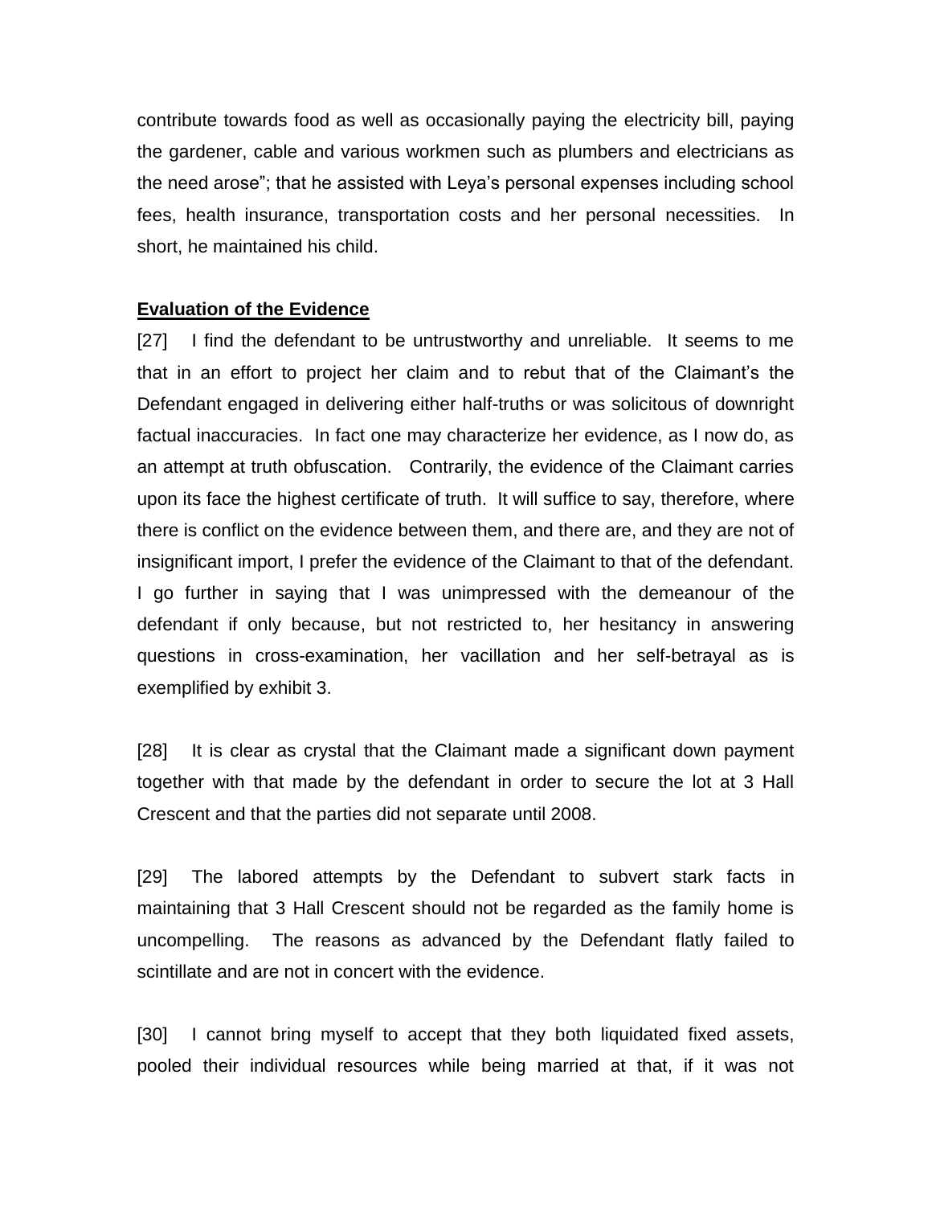contribute towards food as well as occasionally paying the electricity bill, paying the gardener, cable and various workmen such as plumbers and electricians as the need arose"; that he assisted with Leya's personal expenses including school fees, health insurance, transportation costs and her personal necessities. In short, he maintained his child.

**Evaluation of the Evidence**

[27] I find the defendant to be untrustworthy and unreliable. It seems to me that in an effort to project her claim and to rebut that of the Claimant's the Defendant engaged in delivering either half-truths or was solicitous of downright factual inaccuracies. In fact one may characterize her evidence, as I now do, as an attempt at truth obfuscation. Contrarily, the evidence of the Claimant carries upon its face the highest certificate of truth. It will suffice to say, therefore, where there is conflict on the evidence between them, and there are, and they are not of insignificant import, I prefer the evidence of the Claimant to that of the defendant. I go further in saying that I was unimpressed with the demeanour of the defendant if only because, but not restricted to, her hesitancy in answering questions in cross-examination, her vacillation and her self-betrayal as is exemplified by exhibit 3.

[28] It is clear as crystal that the Claimant made a significant down payment together with that made by the defendant in order to secure the lot at 3 Hall Crescent and that the parties did not separate until 2008.

[29] The labored attempts by the Defendant to subvert stark facts in maintaining that 3 Hall Crescent should not be regarded as the family home is uncompelling. The reasons as advanced by the Defendant flatly failed to scintillate and are not in concert with the evidence.

[30] I cannot bring myself to accept that they both liquidated fixed assets, pooled their individual resources while being married at that, if it was not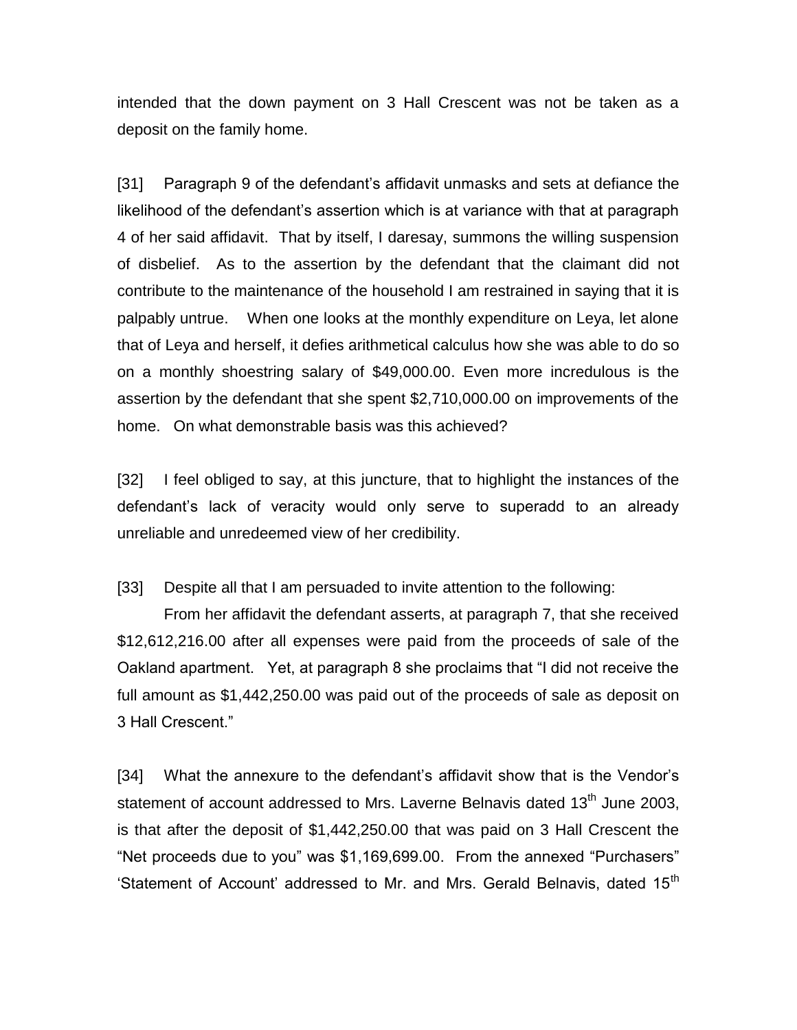intended that the down payment on 3 Hall Crescent was not be taken as a deposit on the family home.

[31] Paragraph 9 of the defendant's affidavit unmasks and sets at defiance the likelihood of the defendant's assertion which is at variance with that at paragraph 4 of her said affidavit. That by itself, I daresay, summons the willing suspension of disbelief. As to the assertion by the defendant that the claimant did not contribute to the maintenance of the household I am restrained in saying that it is palpably untrue. When one looks at the monthly expenditure on Leya, let alone that of Leya and herself, it defies arithmetical calculus how she was able to do so on a monthly shoestring salary of $49,000.00. Even more incredulous is the assertion by the defendant that she spent $2,710,000.00 on improvements of the home. On what demonstrable basis was this achieved?

[32] I feel obliged to say, at this juncture, that to highlight the instances of the defendant's lack of veracity would only serve to superadd to an already unreliable and unredeemed view of her credibility.

[33] Despite all that I am persuaded to invite attention to the following:

From her affidavit the defendant asserts, at paragraph 7, that she received $12,612,216.00 after all expenses were paid from the proceeds of sale of the Oakland apartment. Yet, at paragraph 8 she proclaims that "I did not receive the full amount as $1,442,250.00 was paid out of the proceeds of sale as deposit on 3 Hall Crescent."

[34] What the annexure to the defendant's affidavit show that is the Vendor's statement of account addressed to Mrs. Laverne Belnavis dated 13th June 2003, is that after the deposit of $1,442,250.00 that was paid on 3 Hall Crescent the "Net proceeds due to you" was $1,169,699.00. From the annexed "Purchasers" 'Statement of Account' addressed to Mr. and Mrs. Gerald Belnavis, dated 15th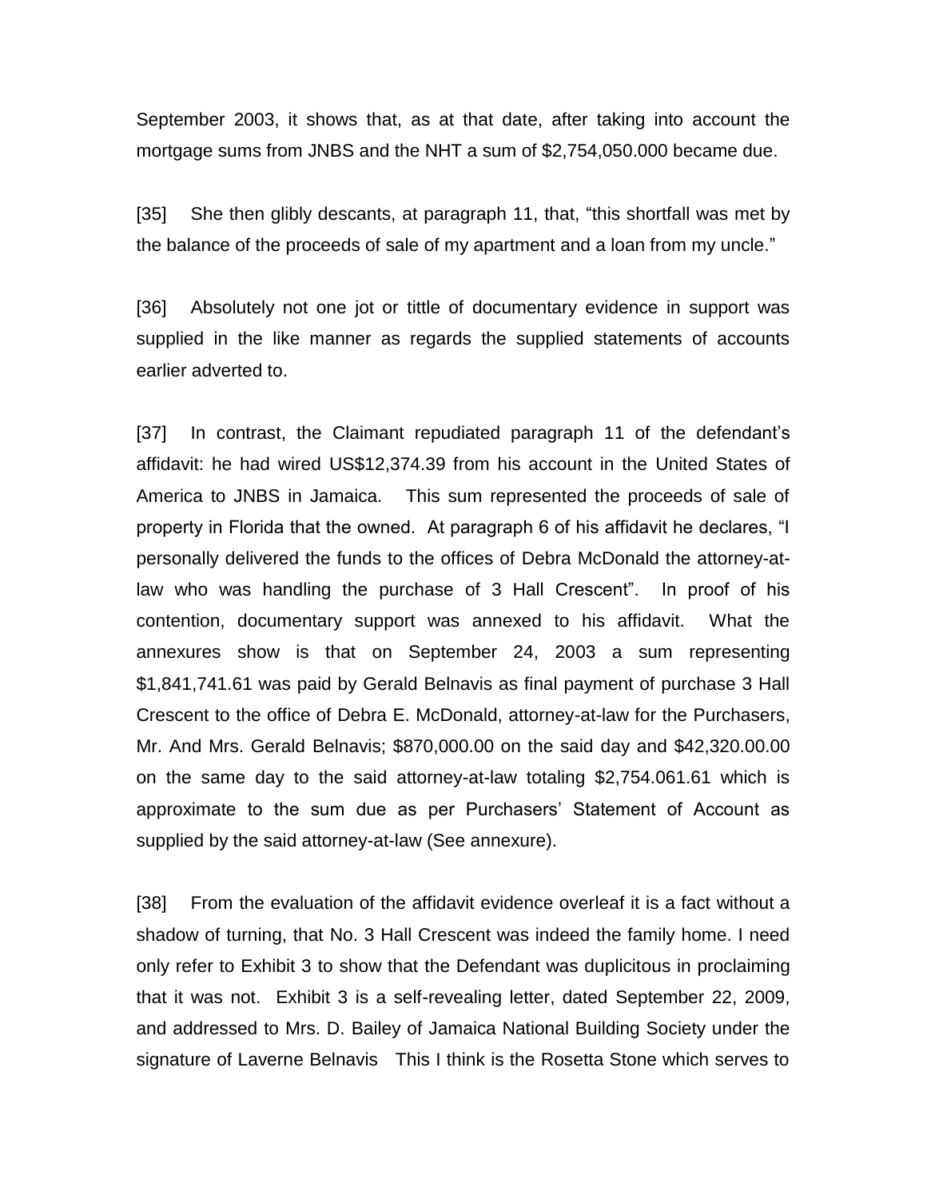September 2003, it shows that, as at that date, after taking into account the mortgage sums from JNBS and the NHT a sum of $2,754,050.000 became due.

[35] She then glibly descants, at paragraph 11, that, "this shortfall was met by the balance of the proceeds of sale of my apartment and a loan from my uncle."

[36] Absolutely not one jot or tittle of documentary evidence in support was supplied in the like manner as regards the supplied statements of accounts earlier adverted to.

[37] In contrast, the Claimant repudiated paragraph 11 of the defendant's affidavit: he had wired US$12,374.39 from his account in the United States of America to JNBS in Jamaica. This sum represented the proceeds of sale of property in Florida that the owned. At paragraph 6 of his affidavit he declares, "I personally delivered the funds to the offices of Debra McDonald the attorney-at-law who was handling the purchase of 3 Hall Crescent". In proof of his contention, documentary support was annexed to his affidavit. What the annexures show is that on September 24, 2003 a sum representing $1,841,741.61 was paid by Gerald Belnavis as final payment of purchase 3 Hall Crescent to the office of Debra E. McDonald, attorney-at-law for the Purchasers, Mr. And Mrs. Gerald Belnavis; $870,000.00 on the said day and $42,320.00.00 on the same day to the said attorney-at-law totaling $2,754.061.61 which is approximate to the sum due as per Purchasers' Statement of Account as supplied by the said attorney-at-law (See annexure).

[38] From the evaluation of the affidavit evidence overleaf it is a fact without a shadow of turning, that No. 3 Hall Crescent was indeed the family home. I need only refer to Exhibit 3 to show that the Defendant was duplicitous in proclaiming that it was not. Exhibit 3 is a self-revealing letter, dated September 22, 2009, and addressed to Mrs. D. Bailey of Jamaica National Building Society under the signature of Laverne Belnavis This I think is the Rosetta Stone which serves to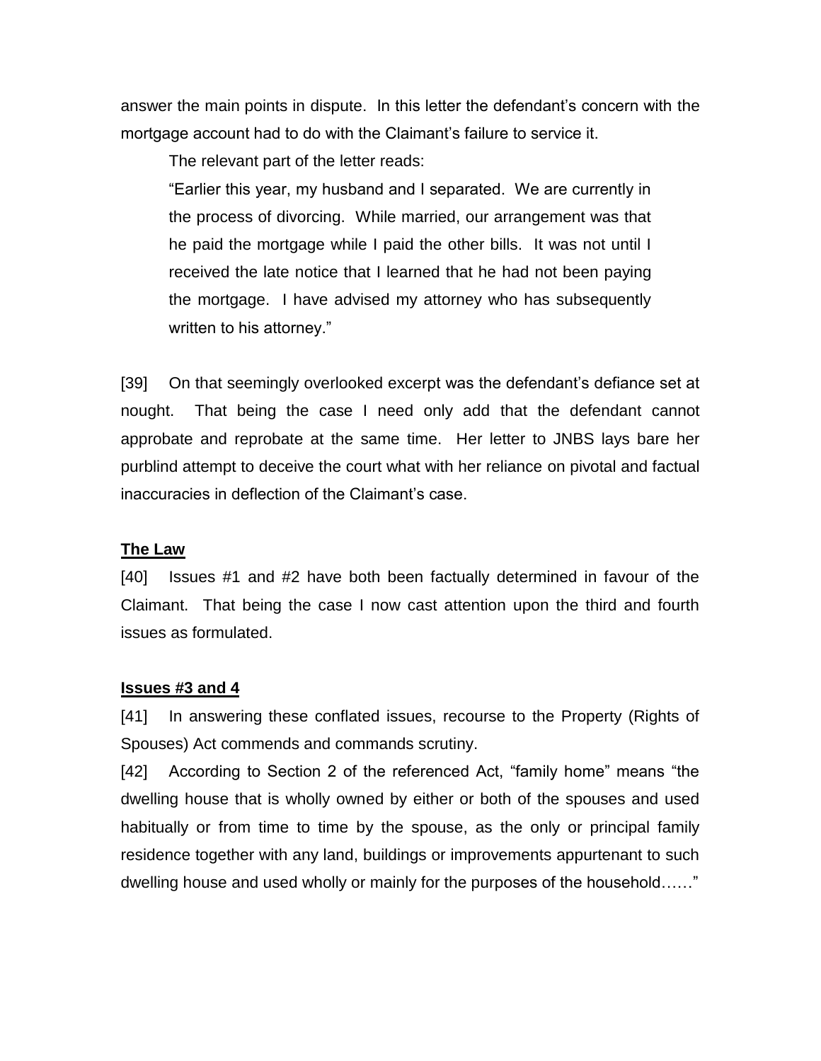answer the main points in dispute. In this letter the defendant's concern with the mortgage account had to do with the Claimant's failure to service it.

> The relevant part of the letter reads:
>
> "Earlier this year, my husband and I separated. We are currently in the process of divorcing. While married, our arrangement was that he paid the mortgage while I paid the other bills. It was not until I received the late notice that I learned that he had not been paying the mortgage. I have advised my attorney who has subsequently written to his attorney."

[39] On that seemingly overlooked excerpt was the defendant's defiance set at nought. That being the case I need only add that the defendant cannot approbate and reprobate at the same time. Her letter to JNBS lays bare her purblind attempt to deceive the court what with her reliance on pivotal and factual inaccuracies in deflection of the Claimant's case.

## The Law

[40] Issues #1 and #2 have both been factually determined in favour of the Claimant. That being the case I now cast attention upon the third and fourth issues as formulated.

## Issues #3 and 4

[41] In answering these conflated issues, recourse to the Property (Rights of Spouses) Act commends and commands scrutiny.

[42] According to Section 2 of the referenced Act, "family home" means "the dwelling house that is wholly owned by either or both of the spouses and used habitually or from time to time by the spouse, as the only or principal family residence together with any land, buildings or improvements appurtenant to such dwelling house and used wholly or mainly for the purposes of the household……"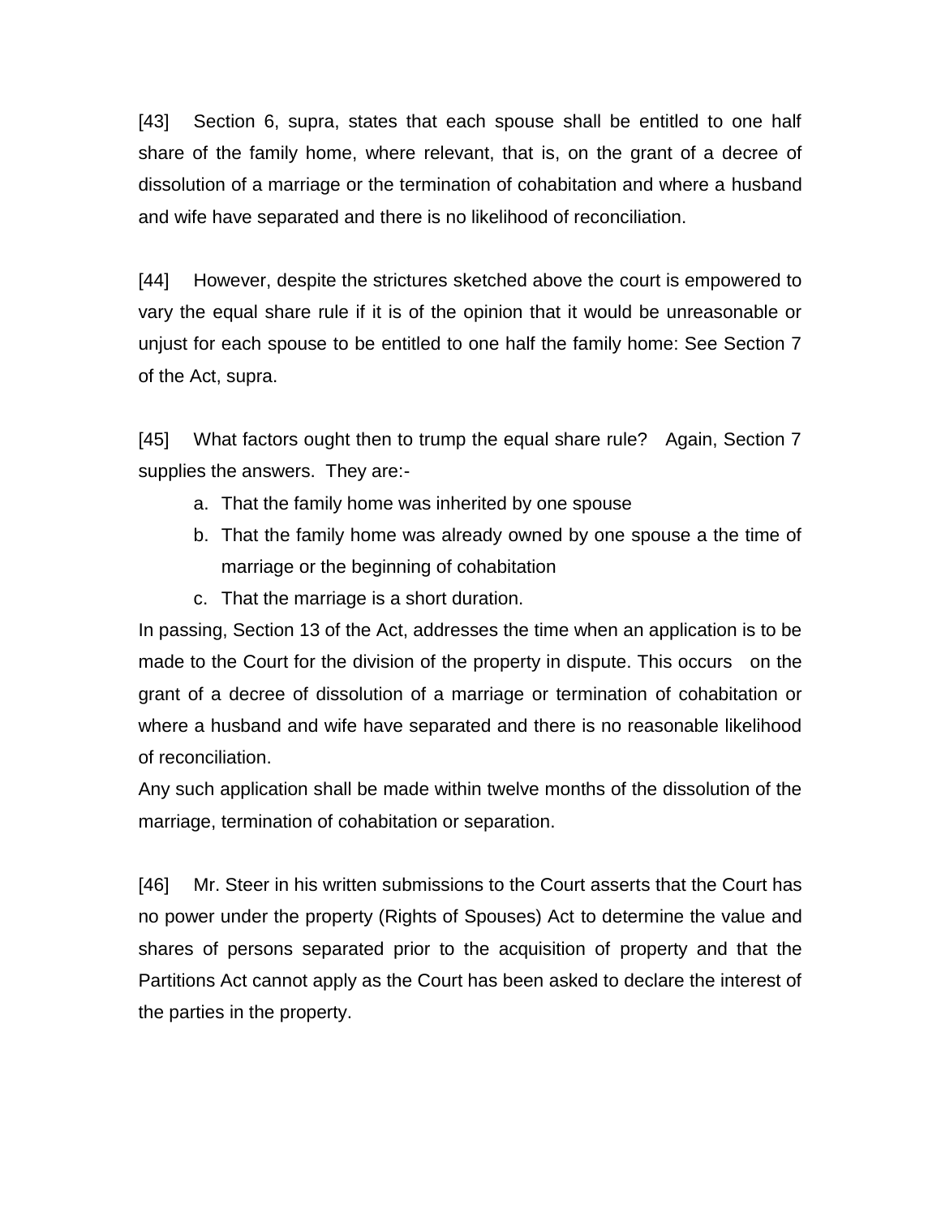[43] Section 6, supra, states that each spouse shall be entitled to one half share of the family home, where relevant, that is, on the grant of a decree of dissolution of a marriage or the termination of cohabitation and where a husband and wife have separated and there is no likelihood of reconciliation.

[44] However, despite the strictures sketched above the court is empowered to vary the equal share rule if it is of the opinion that it would be unreasonable or unjust for each spouse to be entitled to one half the family home: See Section 7 of the Act, supra.

[45] What factors ought then to trump the equal share rule? Again, Section 7 supplies the answers. They are:-

a. That the family home was inherited by one spouse
b. That the family home was already owned by one spouse a the time of marriage or the beginning of cohabitation
c. That the marriage is a short duration.

In passing, Section 13 of the Act, addresses the time when an application is to be made to the Court for the division of the property in dispute. This occurs on the grant of a decree of dissolution of a marriage or termination of cohabitation or where a husband and wife have separated and there is no reasonable likelihood of reconciliation.

Any such application shall be made within twelve months of the dissolution of the marriage, termination of cohabitation or separation.

[46] Mr. Steer in his written submissions to the Court asserts that the Court has no power under the property (Rights of Spouses) Act to determine the value and shares of persons separated prior to the acquisition of property and that the Partitions Act cannot apply as the Court has been asked to declare the interest of the parties in the property.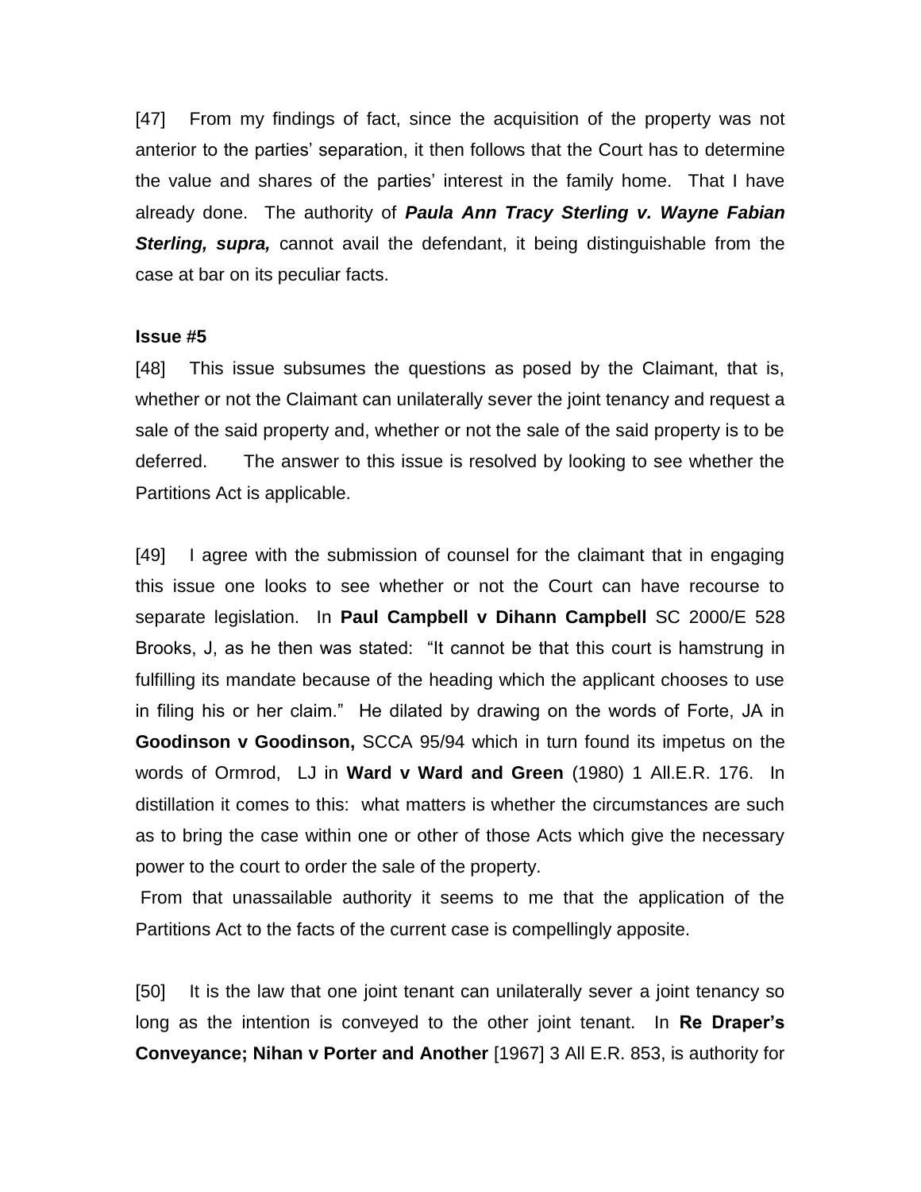[47] From my findings of fact, since the acquisition of the property was not anterior to the parties' separation, it then follows that the Court has to determine the value and shares of the parties' interest in the family home. That I have already done. The authority of ***Paula Ann Tracy Sterling v. Wayne Fabian Sterling, supra,*** cannot avail the defendant, it being distinguishable from the case at bar on its peculiar facts.

**Issue #5**

[48] This issue subsumes the questions as posed by the Claimant, that is, whether or not the Claimant can unilaterally sever the joint tenancy and request a sale of the said property and, whether or not the sale of the said property is to be deferred. The answer to this issue is resolved by looking to see whether the Partitions Act is applicable.

[49] I agree with the submission of counsel for the claimant that in engaging this issue one looks to see whether or not the Court can have recourse to separate legislation. In **Paul Campbell v Dihann Campbell** SC 2000/E 528 Brooks, J, as he then was stated: "It cannot be that this court is hamstrung in fulfilling its mandate because of the heading which the applicant chooses to use in filing his or her claim." He dilated by drawing on the words of Forte, JA in **Goodinson v Goodinson,** SCCA 95/94 which in turn found its impetus on the words of Ormrod, LJ in **Ward v Ward and Green** (1980) 1 All.E.R. 176. In distillation it comes to this: what matters is whether the circumstances are such as to bring the case within one or other of those Acts which give the necessary power to the court to order the sale of the property.

From that unassailable authority it seems to me that the application of the Partitions Act to the facts of the current case is compellingly apposite.

[50] It is the law that one joint tenant can unilaterally sever a joint tenancy so long as the intention is conveyed to the other joint tenant. In **Re Draper's Conveyance; Nihan v Porter and Another** [1967] 3 All E.R. 853, is authority for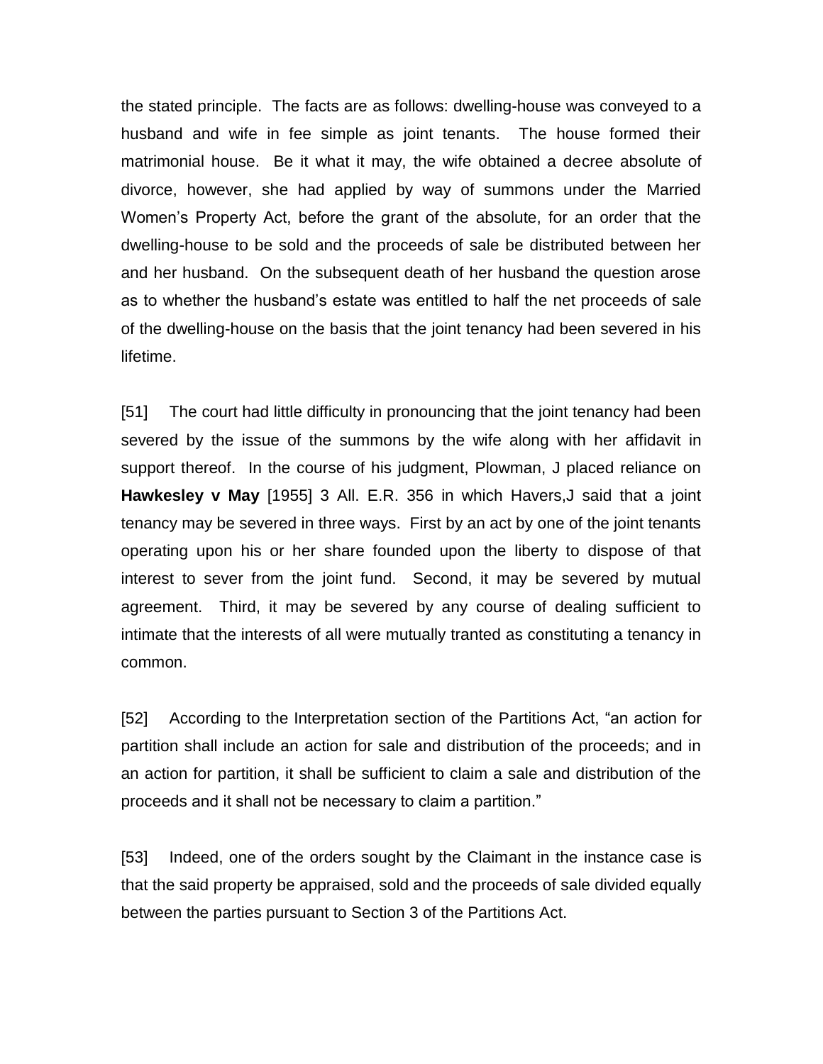the stated principle. The facts are as follows: dwelling-house was conveyed to a husband and wife in fee simple as joint tenants. The house formed their matrimonial house. Be it what it may, the wife obtained a decree absolute of divorce, however, she had applied by way of summons under the Married Women's Property Act, before the grant of the absolute, for an order that the dwelling-house to be sold and the proceeds of sale be distributed between her and her husband. On the subsequent death of her husband the question arose as to whether the husband's estate was entitled to half the net proceeds of sale of the dwelling-house on the basis that the joint tenancy had been severed in his lifetime.

[51] The court had little difficulty in pronouncing that the joint tenancy had been severed by the issue of the summons by the wife along with her affidavit in support thereof. In the course of his judgment, Plowman, J placed reliance on **Hawkesley v May** [1955] 3 All. E.R. 356 in which Havers,J said that a joint tenancy may be severed in three ways. First by an act by one of the joint tenants operating upon his or her share founded upon the liberty to dispose of that interest to sever from the joint fund. Second, it may be severed by mutual agreement. Third, it may be severed by any course of dealing sufficient to intimate that the interests of all were mutually tranted as constituting a tenancy in common.

[52] According to the Interpretation section of the Partitions Act, "an action for partition shall include an action for sale and distribution of the proceeds; and in an action for partition, it shall be sufficient to claim a sale and distribution of the proceeds and it shall not be necessary to claim a partition."

[53] Indeed, one of the orders sought by the Claimant in the instance case is that the said property be appraised, sold and the proceeds of sale divided equally between the parties pursuant to Section 3 of the Partitions Act.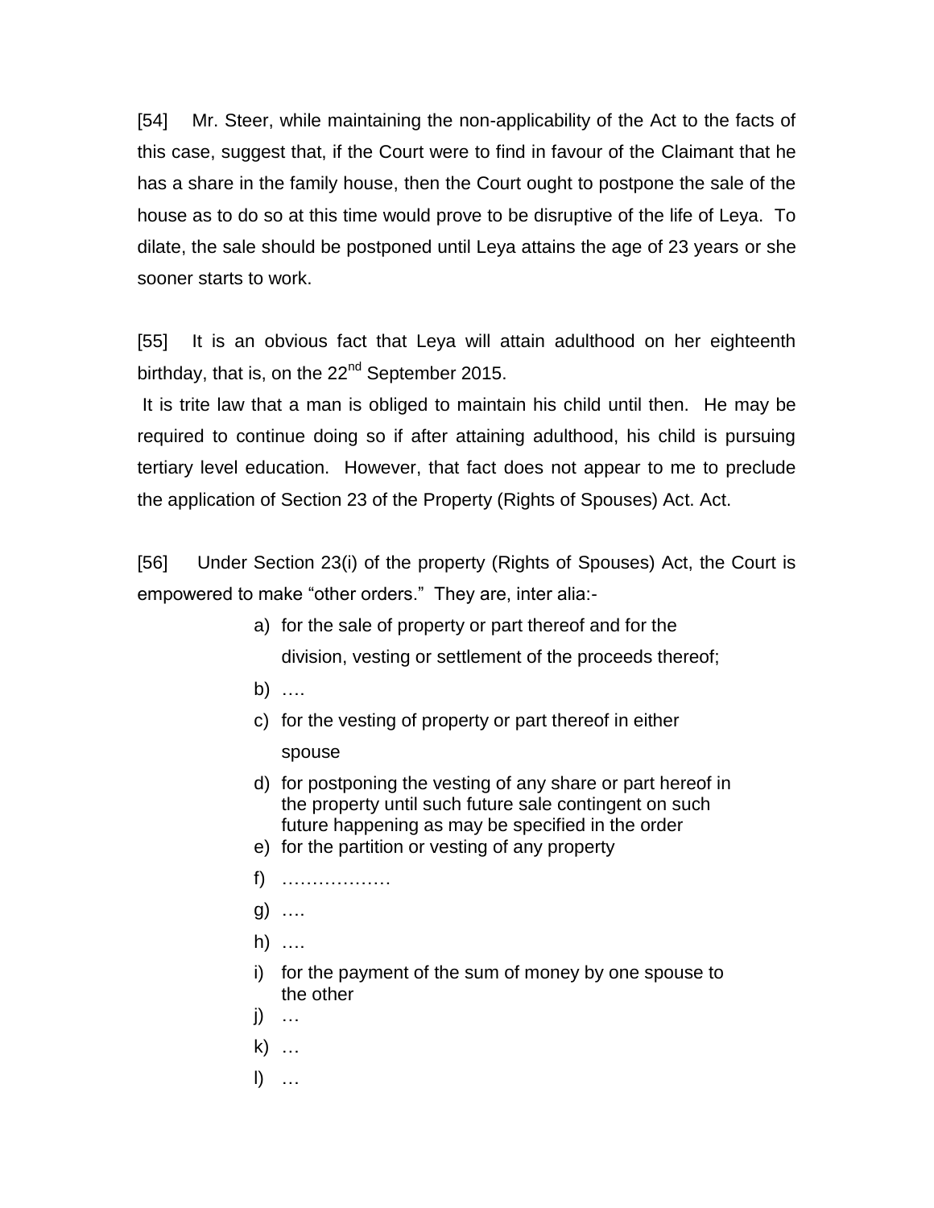[54] Mr. Steer, while maintaining the non-applicability of the Act to the facts of this case, suggest that, if the Court were to find in favour of the Claimant that he has a share in the family house, then the Court ought to postpone the sale of the house as to do so at this time would prove to be disruptive of the life of Leya. To dilate, the sale should be postponed until Leya attains the age of 23 years or she sooner starts to work.

[55] It is an obvious fact that Leya will attain adulthood on her eighteenth birthday, that is, on the 22nd September 2015.

It is trite law that a man is obliged to maintain his child until then. He may be required to continue doing so if after attaining adulthood, his child is pursuing tertiary level education. However, that fact does not appear to me to preclude the application of Section 23 of the Property (Rights of Spouses) Act. Act.

[56] Under Section 23(i) of the property (Rights of Spouses) Act, the Court is empowered to make "other orders." They are, inter alia:-

a) for the sale of property or part thereof and for the division, vesting or settlement of the proceeds thereof;
b) ….
c) for the vesting of property or part thereof in either spouse
d) for postponing the vesting of any share or part hereof in the property until such future sale contingent on such future happening as may be specified in the order
e) for the partition or vesting of any property
f) ………………
g) ….
h) ….
i) for the payment of the sum of money by one spouse to the other
j) …
k) …
l) …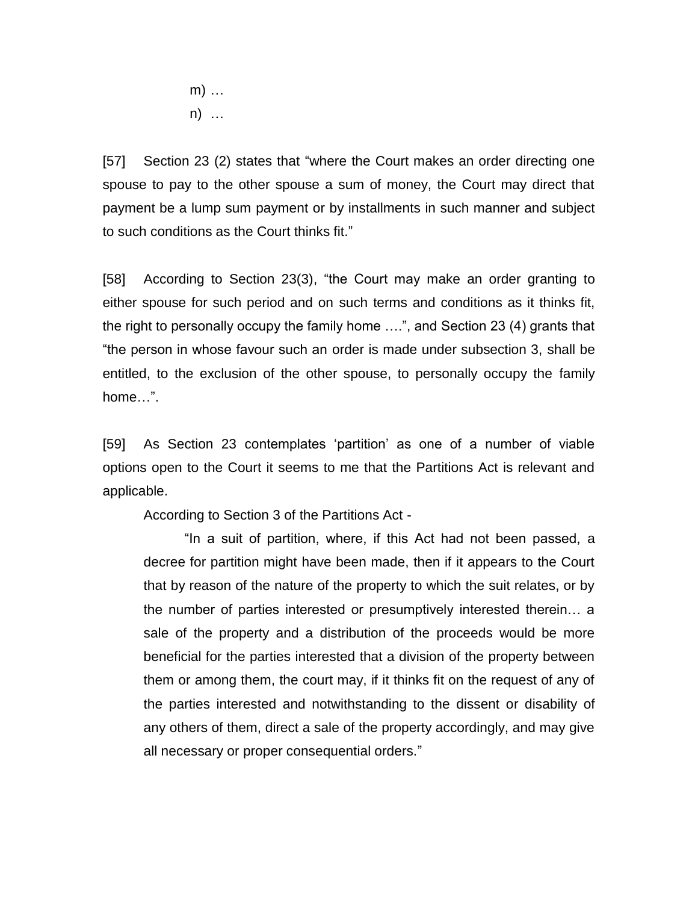m) …

n) …

[57] Section 23 (2) states that "where the Court makes an order directing one spouse to pay to the other spouse a sum of money, the Court may direct that payment be a lump sum payment or by installments in such manner and subject to such conditions as the Court thinks fit."

[58] According to Section 23(3), "the Court may make an order granting to either spouse for such period and on such terms and conditions as it thinks fit, the right to personally occupy the family home ….", and Section 23 (4) grants that "the person in whose favour such an order is made under subsection 3, shall be entitled, to the exclusion of the other spouse, to personally occupy the family home…".

[59] As Section 23 contemplates 'partition' as one of a number of viable options open to the Court it seems to me that the Partitions Act is relevant and applicable.

According to Section 3 of the Partitions Act -

> "In a suit of partition, where, if this Act had not been passed, a decree for partition might have been made, then if it appears to the Court that by reason of the nature of the property to which the suit relates, or by the number of parties interested or presumptively interested therein… a sale of the property and a distribution of the proceeds would be more beneficial for the parties interested that a division of the property between them or among them, the court may, if it thinks fit on the request of any of the parties interested and notwithstanding to the dissent or disability of any others of them, direct a sale of the property accordingly, and may give all necessary or proper consequential orders."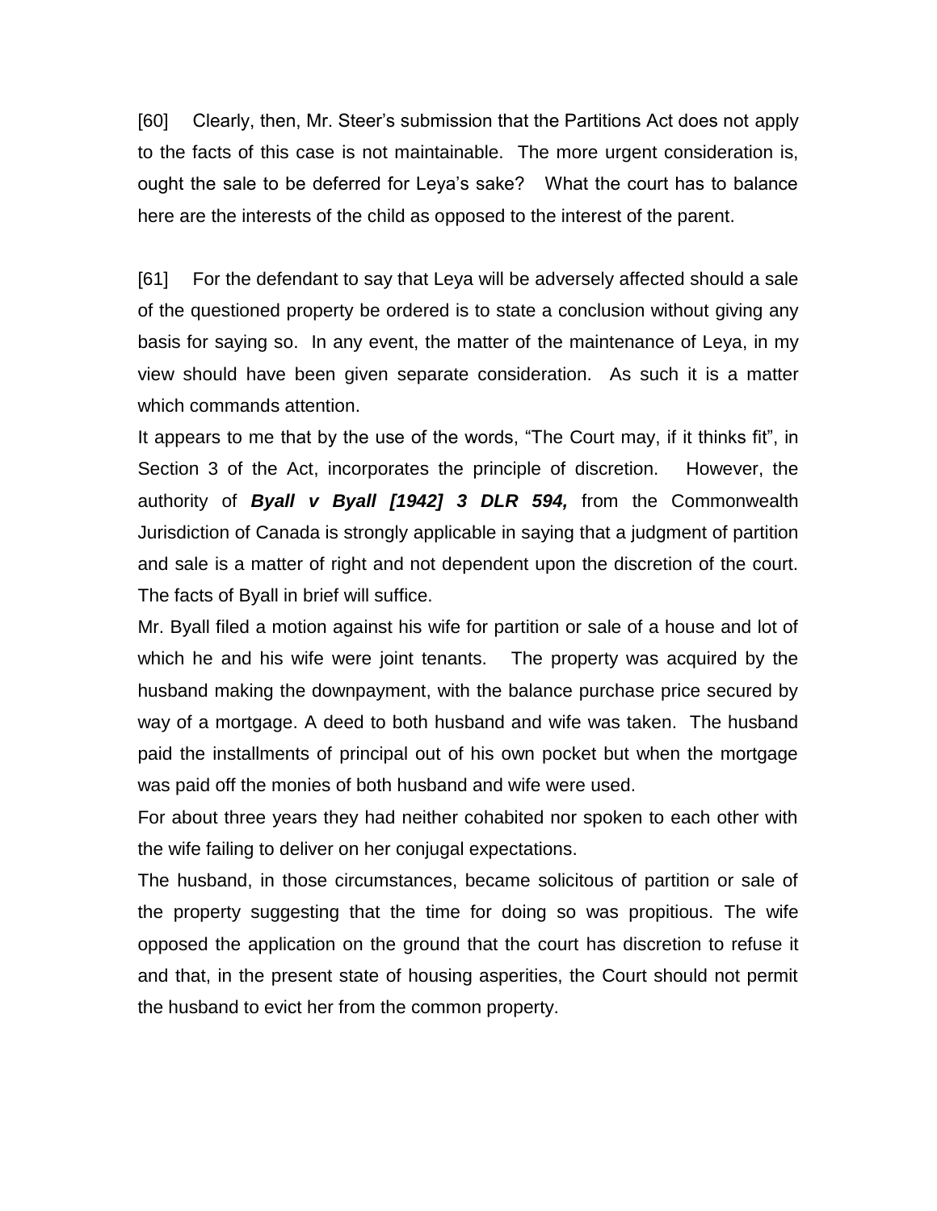[60] Clearly, then, Mr. Steer's submission that the Partitions Act does not apply to the facts of this case is not maintainable. The more urgent consideration is, ought the sale to be deferred for Leya's sake? What the court has to balance here are the interests of the child as opposed to the interest of the parent.

[61] For the defendant to say that Leya will be adversely affected should a sale of the questioned property be ordered is to state a conclusion without giving any basis for saying so. In any event, the matter of the maintenance of Leya, in my view should have been given separate consideration. As such it is a matter which commands attention.

It appears to me that by the use of the words, "The Court may, if it thinks fit", in Section 3 of the Act, incorporates the principle of discretion. However, the authority of ***Byall v Byall [1942] 3 DLR 594,*** from the Commonwealth Jurisdiction of Canada is strongly applicable in saying that a judgment of partition and sale is a matter of right and not dependent upon the discretion of the court. The facts of Byall in brief will suffice.

Mr. Byall filed a motion against his wife for partition or sale of a house and lot of which he and his wife were joint tenants. The property was acquired by the husband making the downpayment, with the balance purchase price secured by way of a mortgage. A deed to both husband and wife was taken. The husband paid the installments of principal out of his own pocket but when the mortgage was paid off the monies of both husband and wife were used.

For about three years they had neither cohabited nor spoken to each other with the wife failing to deliver on her conjugal expectations.

The husband, in those circumstances, became solicitous of partition or sale of the property suggesting that the time for doing so was propitious. The wife opposed the application on the ground that the court has discretion to refuse it and that, in the present state of housing asperities, the Court should not permit the husband to evict her from the common property.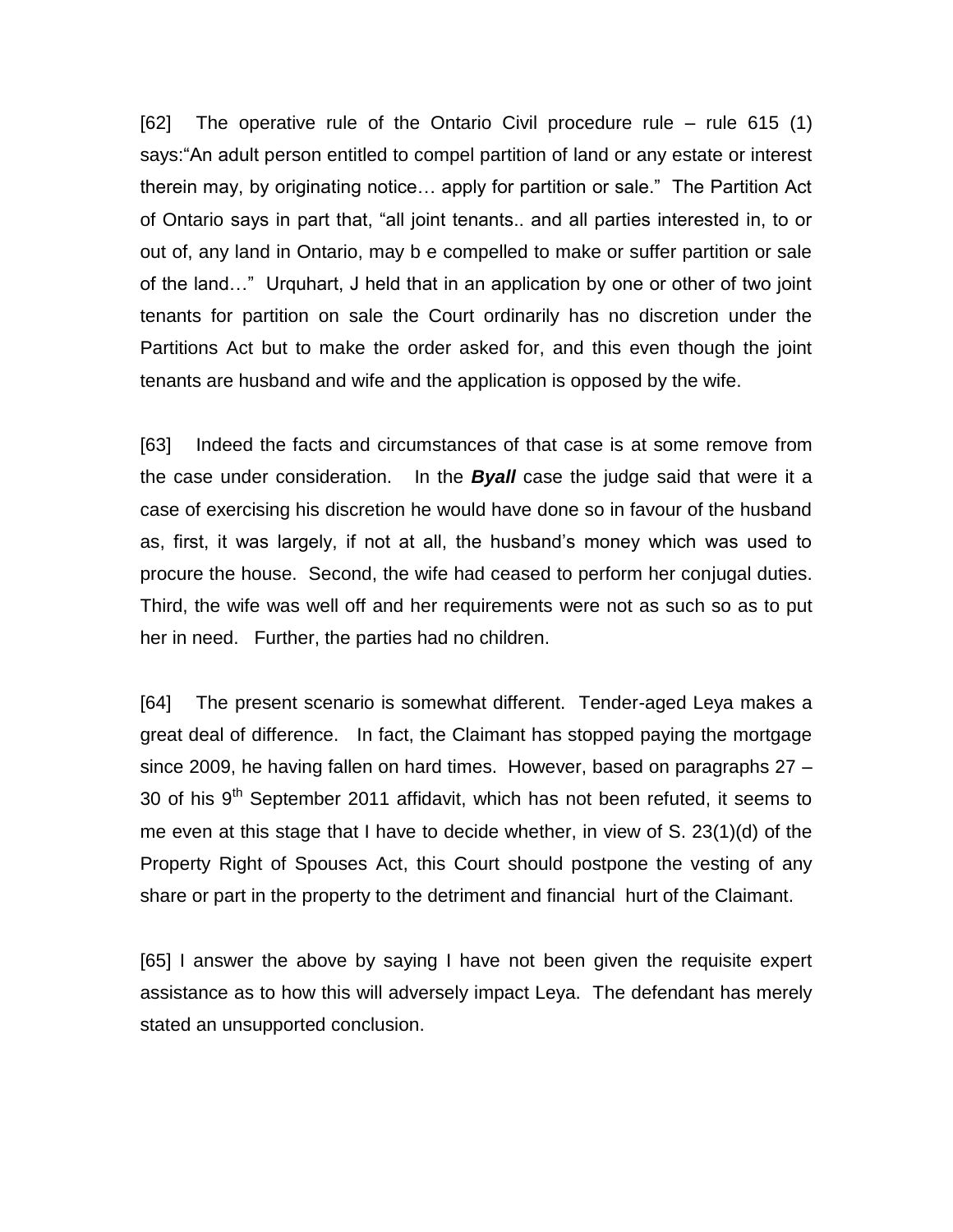[62] The operative rule of the Ontario Civil procedure rule – rule 615 (1) says:"An adult person entitled to compel partition of land or any estate or interest therein may, by originating notice… apply for partition or sale." The Partition Act of Ontario says in part that, "all joint tenants.. and all parties interested in, to or out of, any land in Ontario, may b e compelled to make or suffer partition or sale of the land…" Urquhart, J held that in an application by one or other of two joint tenants for partition on sale the Court ordinarily has no discretion under the Partitions Act but to make the order asked for, and this even though the joint tenants are husband and wife and the application is opposed by the wife.

[63] Indeed the facts and circumstances of that case is at some remove from the case under consideration. In the ***Byall*** case the judge said that were it a case of exercising his discretion he would have done so in favour of the husband as, first, it was largely, if not at all, the husband's money which was used to procure the house. Second, the wife had ceased to perform her conjugal duties. Third, the wife was well off and her requirements were not as such so as to put her in need. Further, the parties had no children.

[64] The present scenario is somewhat different. Tender-aged Leya makes a great deal of difference. In fact, the Claimant has stopped paying the mortgage since 2009, he having fallen on hard times. However, based on paragraphs 27 – 30 of his 9th September 2011 affidavit, which has not been refuted, it seems to me even at this stage that I have to decide whether, in view of S. 23(1)(d) of the Property Right of Spouses Act, this Court should postpone the vesting of any share or part in the property to the detriment and financial hurt of the Claimant.

[65] I answer the above by saying I have not been given the requisite expert assistance as to how this will adversely impact Leya. The defendant has merely stated an unsupported conclusion.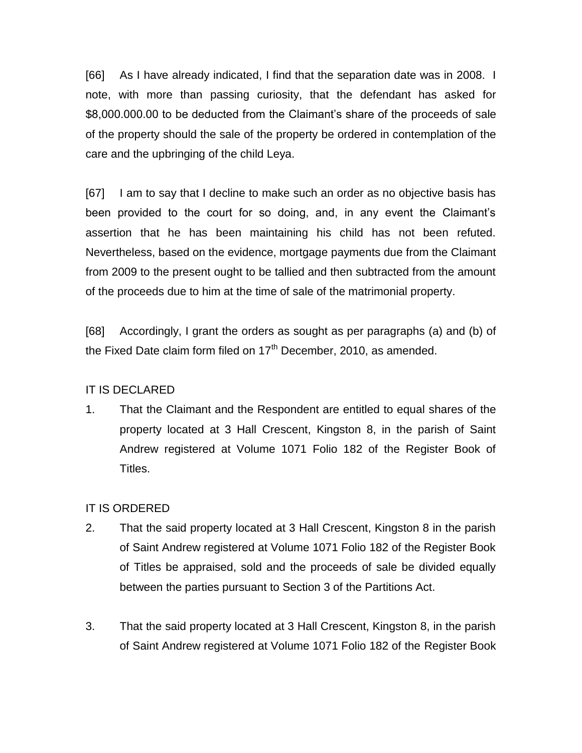[66] As I have already indicated, I find that the separation date was in 2008. I note, with more than passing curiosity, that the defendant has asked for \$8,000.000.00 to be deducted from the Claimant's share of the proceeds of sale of the property should the sale of the property be ordered in contemplation of the care and the upbringing of the child Leya.

[67] I am to say that I decline to make such an order as no objective basis has been provided to the court for so doing, and, in any event the Claimant's assertion that he has been maintaining his child has not been refuted. Nevertheless, based on the evidence, mortgage payments due from the Claimant from 2009 to the present ought to be tallied and then subtracted from the amount of the proceeds due to him at the time of sale of the matrimonial property.

[68] Accordingly, I grant the orders as sought as per paragraphs (a) and (b) of the Fixed Date claim form filed on 17th December, 2010, as amended.

IT IS DECLARED

1. That the Claimant and the Respondent are entitled to equal shares of the property located at 3 Hall Crescent, Kingston 8, in the parish of Saint Andrew registered at Volume 1071 Folio 182 of the Register Book of Titles.

IT IS ORDERED

2. That the said property located at 3 Hall Crescent, Kingston 8 in the parish of Saint Andrew registered at Volume 1071 Folio 182 of the Register Book of Titles be appraised, sold and the proceeds of sale be divided equally between the parties pursuant to Section 3 of the Partitions Act.

3. That the said property located at 3 Hall Crescent, Kingston 8, in the parish of Saint Andrew registered at Volume 1071 Folio 182 of the Register Book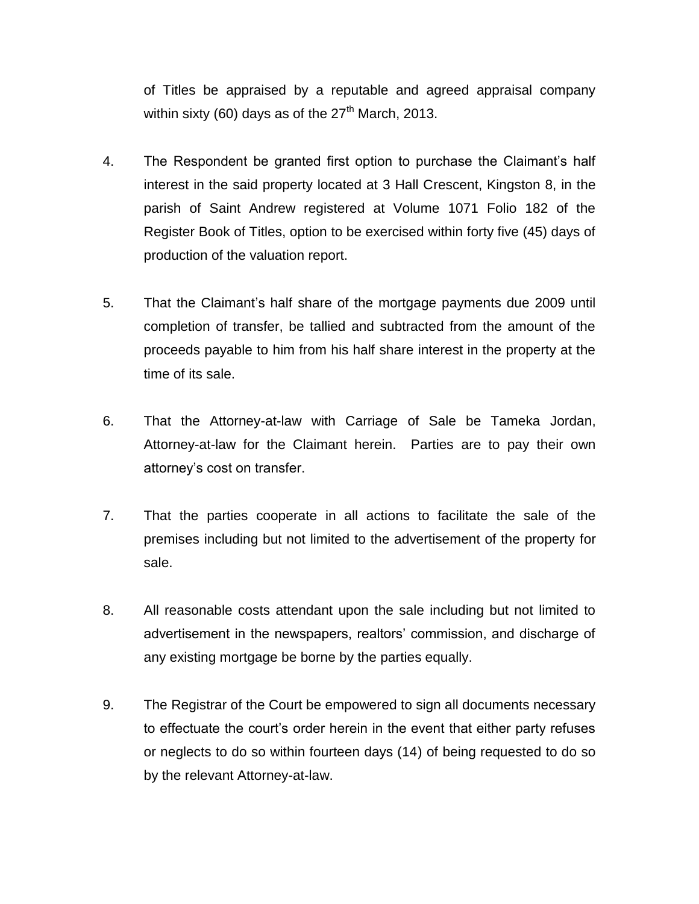of Titles be appraised by a reputable and agreed appraisal company within sixty (60) days as of the 27th March, 2013.

4. The Respondent be granted first option to purchase the Claimant's half interest in the said property located at 3 Hall Crescent, Kingston 8, in the parish of Saint Andrew registered at Volume 1071 Folio 182 of the Register Book of Titles, option to be exercised within forty five (45) days of production of the valuation report.

5. That the Claimant's half share of the mortgage payments due 2009 until completion of transfer, be tallied and subtracted from the amount of the proceeds payable to him from his half share interest in the property at the time of its sale.

6. That the Attorney-at-law with Carriage of Sale be Tameka Jordan, Attorney-at-law for the Claimant herein. Parties are to pay their own attorney's cost on transfer.

7. That the parties cooperate in all actions to facilitate the sale of the premises including but not limited to the advertisement of the property for sale.

8. All reasonable costs attendant upon the sale including but not limited to advertisement in the newspapers, realtors' commission, and discharge of any existing mortgage be borne by the parties equally.

9. The Registrar of the Court be empowered to sign all documents necessary to effectuate the court's order herein in the event that either party refuses or neglects to do so within fourteen days (14) of being requested to do so by the relevant Attorney-at-law.